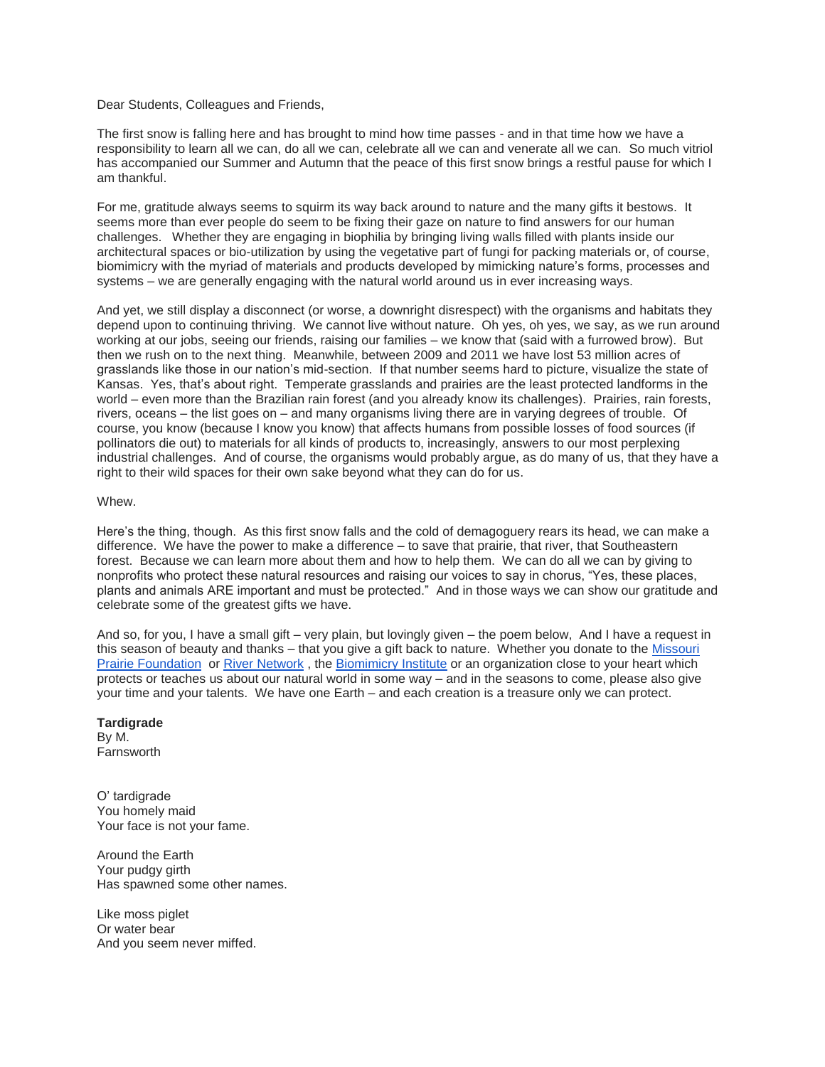Dear Students, Colleagues and Friends,

The first snow is falling here and has brought to mind how time passes - and in that time how we have a responsibility to learn all we can, do all we can, celebrate all we can and venerate all we can. So much vitriol has accompanied our Summer and Autumn that the peace of this first snow brings a restful pause for which I am thankful.

For me, gratitude always seems to squirm its way back around to nature and the many gifts it bestows. It seems more than ever people do seem to be fixing their gaze on nature to find answers for our human challenges. Whether they are engaging in biophilia by bringing living walls filled with plants inside our architectural spaces or bio-utilization by using the vegetative part of fungi for packing materials or, of course, biomimicry with the myriad of materials and products developed by mimicking nature's forms, processes and systems – we are generally engaging with the natural world around us in ever increasing ways.

And yet, we still display a disconnect (or worse, a downright disrespect) with the organisms and habitats they depend upon to continuing thriving. We cannot live without nature. Oh yes, oh yes, we say, as we run around working at our jobs, seeing our friends, raising our families – we know that (said with a furrowed brow). But then we rush on to the next thing. Meanwhile, between 2009 and 2011 we have lost 53 million acres of grasslands like those in our nation's mid-section. If that number seems hard to picture, visualize the state of Kansas. Yes, that's about right. Temperate grasslands and prairies are the least protected landforms in the world – even more than the Brazilian rain forest (and you already know its challenges). Prairies, rain forests, rivers, oceans – the list goes on – and many organisms living there are in varying degrees of trouble. Of course, you know (because I know you know) that affects humans from possible losses of food sources (if pollinators die out) to materials for all kinds of products to, increasingly, answers to our most perplexing industrial challenges. And of course, the organisms would probably argue, as do many of us, that they have a right to their wild spaces for their own sake beyond what they can do for us.

Whew.

Here's the thing, though. As this first snow falls and the cold of demagoguery rears its head, we can make a difference. We have the power to make a difference – to save that prairie, that river, that Southeastern forest. Because we can learn more about them and how to help them. We can do all we can by giving to nonprofits who protect these natural resources and raising our voices to say in chorus, "Yes, these places, plants and animals ARE important and must be protected." And in those ways we can show our gratitude and celebrate some of the greatest gifts we have.

And so, for you, I have a small gift – very plain, but lovingly given – the poem below, And I have a request in this season of beauty and thanks – that you give a gift back to nature. Whether you donate to the Missouri Prairie Foundation or River Network , the Biomimicry Institute or an organization close to your heart which protects or teaches us about our natural world in some way – and in the seasons to come, please also give your time and your talents. We have one Earth – and each creation is a treasure only we can protect.

**Tardigrade**
By M.
Farnsworth

O' tardigrade
You homely maid
Your face is not your fame.

Around the Earth
Your pudgy girth
Has spawned some other names.

Like moss piglet
Or water bear
And you seem never miffed.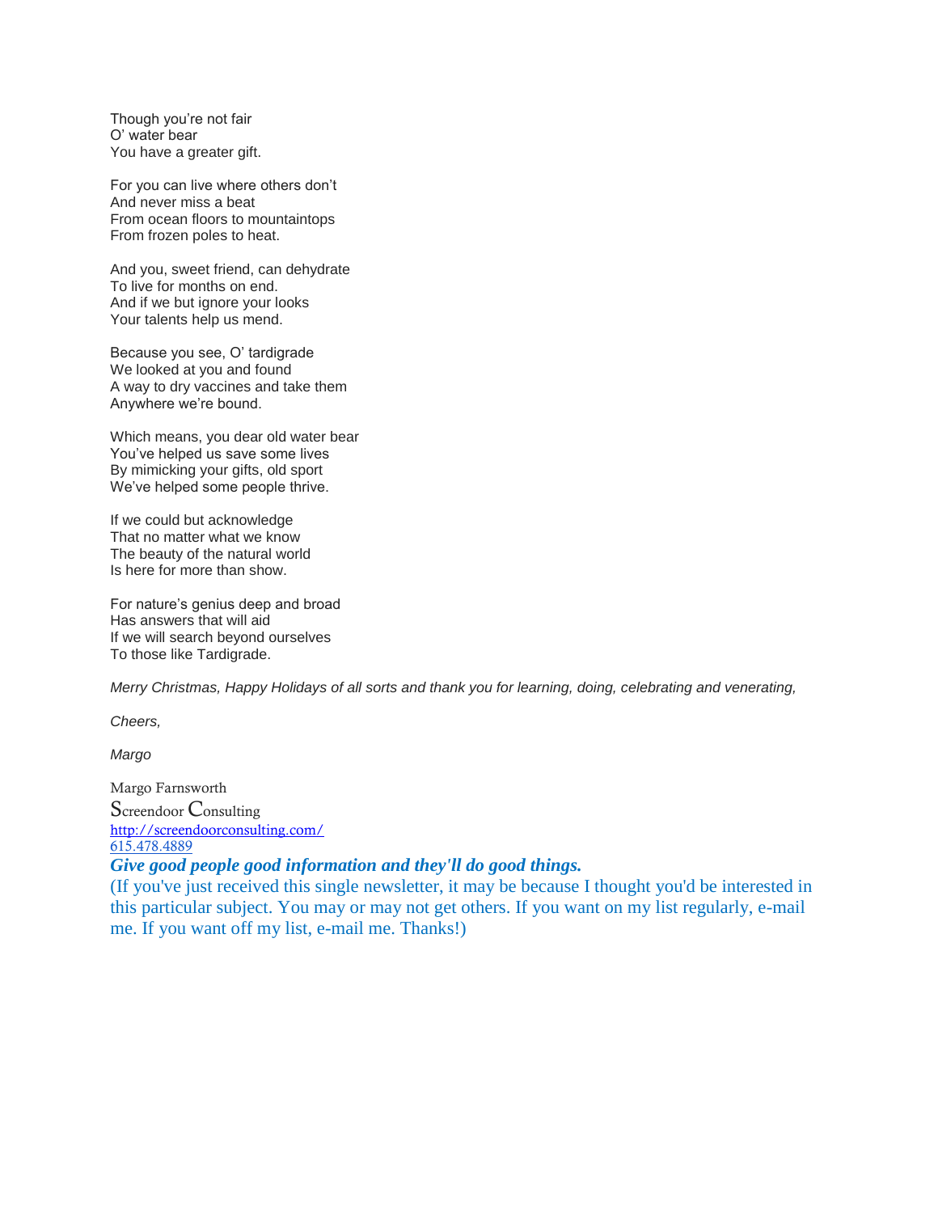Though you're not fair
O' water bear
You have a greater gift.

For you can live where others don't
And never miss a beat
From ocean floors to mountaintops
From frozen poles to heat.

And you, sweet friend, can dehydrate
To live for months on end.
And if we but ignore your looks
Your talents help us mend.

Because you see, O' tardigrade
We looked at you and found
A way to dry vaccines and take them
Anywhere we're bound.

Which means, you dear old water bear
You've helped us save some lives
By mimicking your gifts, old sport
We've helped some people thrive.

If we could but acknowledge
That no matter what we know
The beauty of the natural world
Is here for more than show.

For nature's genius deep and broad
Has answers that will aid
If we will search beyond ourselves
To those like Tardigrade.

*Merry Christmas, Happy Holidays of all sorts and thank you for learning, doing, celebrating and venerating,*

*Cheers,*

*Margo*

Margo Farnsworth
Screendoor Consulting
http://screendoorconsulting.com/
615.478.4889

***Give good people good information and they'll do good things.***

(If you've just received this single newsletter, it may be because I thought you'd be interested in this particular subject. You may or may not get others. If you want on my list regularly, e-mail me. If you want off my list, e-mail me. Thanks!)